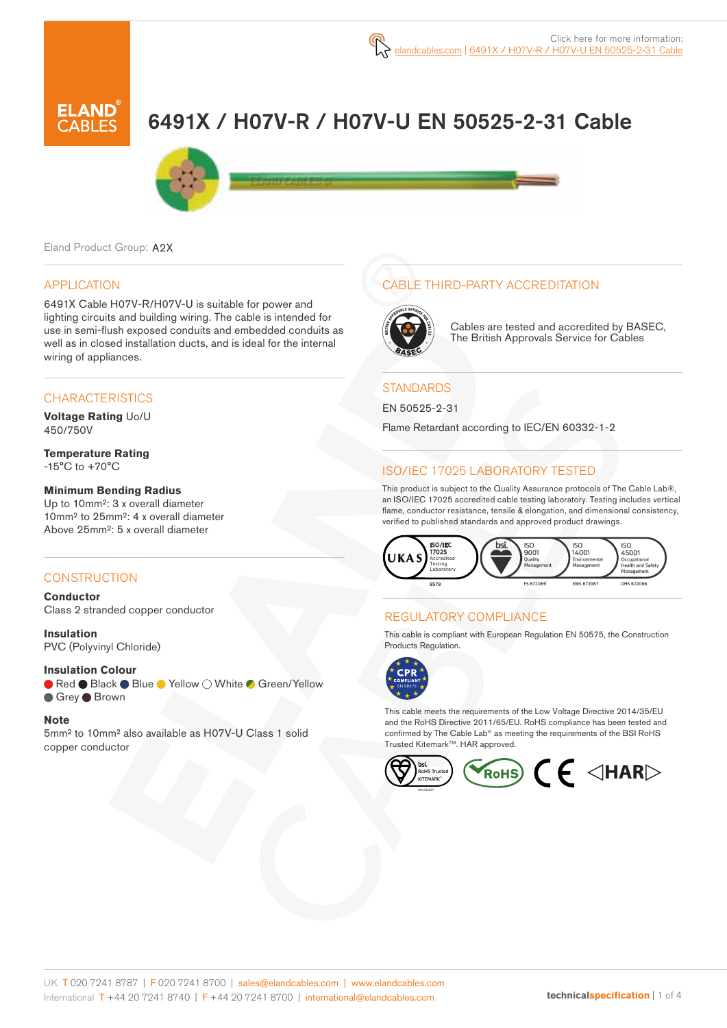Click here for more information: elandcables.com | 6491X / H07V-R / H07V-U EN 50525-2-31 Cable

# 6491X / H07V-R / H07V-U EN 50525-2-31 Cable

Eland Product Group: A2X

## APPLICATION

6491X Cable H07V-R/H07V-U is suitable for power and lighting circuits and building wiring. The cable is intended for use in semi-flush exposed conduits and embedded conduits as well as in closed installation ducts, and is ideal for the internal wiring of appliances.

## CHARACTERISTICS

**Voltage Rating** Uo/U
450/750V

**Temperature Rating**
-15°C to +70°C

**Minimum Bending Radius**
Up to 10mm²: 3 x overall diameter
10mm² to 25mm²: 4 x overall diameter
Above 25mm²: 5 x overall diameter

## CONSTRUCTION

**Conductor**
Class 2 stranded copper conductor

**Insulation**
PVC (Polyvinyl Chloride)

**Insulation Colour**
Red, Black, Blue, Yellow, White, Green/Yellow, Grey, Brown

**Note**
5mm² to 10mm² also available as H07V-U Class 1 solid copper conductor

## CABLE THIRD-PARTY ACCREDITATION

Cables are tested and accredited by BASEC, The British Approvals Service for Cables

## STANDARDS

EN 50525-2-31

Flame Retardant according to IEC/EN 60332-1-2

## ISO/IEC 17025 LABORATORY TESTED

This product is subject to the Quality Assurance protocols of The Cable Lab®, an ISO/IEC 17025 accredited cable testing laboratory. Testing includes vertical flame, conductor resistance, tensile & elongation, and dimensional consistency, verified to published standards and approved product drawings.

UKAS ISO/IEC 17025 Accredited Testing Laboratory 8578 | bsi. ISO 9001 Quality Management FS 672069 | ISO 14001 Environmental Management EMS 672067 | ISO 45001 Occupational Health and Safety Management OHS 672066

## REGULATORY COMPLIANCE

This cable is compliant with European Regulation EN 50575, the Construction Products Regulation.

CPR COMPLIANT EN 50575

This cable meets the requirements of the Low Voltage Directive 2014/35/EU and the RoHS Directive 2011/65/EU. RoHS compliance has been tested and confirmed by The Cable Lab® as meeting the requirements of the BSI RoHS Trusted Kitemark™. HAR approved.

UK T 020 7241 8787 | F 020 7241 8700 | sales@elandcables.com | www.elandcables.com
International T +44 20 7241 8740 | F +44 20 7241 8700 | international@elandcables.com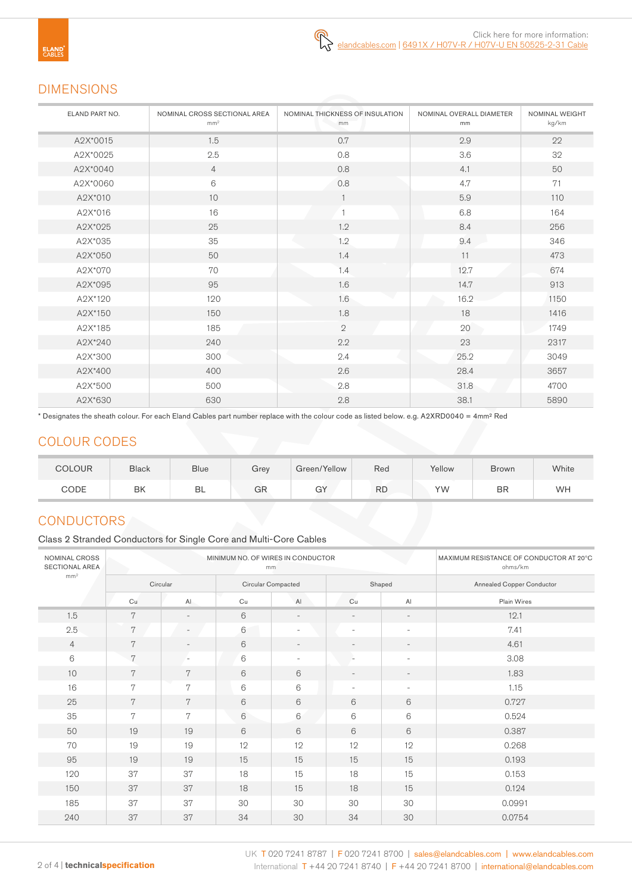Click here for more information:
elandcables.com | 6491X / H07V-R / H07V-U EN 50525-2-31 Cable

## DIMENSIONS

| ELAND PART NO. | NOMINAL CROSS SECTIONAL AREA mm² | NOMINAL THICKNESS OF INSULATION mm | NOMINAL OVERALL DIAMETER mm | NOMINAL WEIGHT kg/km |
|---|---|---|---|---|
| A2X*0015 | 1.5 | 0.7 | 2.9 | 22 |
| A2X*0025 | 2.5 | 0.8 | 3.6 | 32 |
| A2X*0040 | 4 | 0.8 | 4.1 | 50 |
| A2X*0060 | 6 | 0.8 | 4.7 | 71 |
| A2X*010 | 10 | 1 | 5.9 | 110 |
| A2X*016 | 16 | 1 | 6.8 | 164 |
| A2X*025 | 25 | 1.2 | 8.4 | 256 |
| A2X*035 | 35 | 1.2 | 9.4 | 346 |
| A2X*050 | 50 | 1.4 | 11 | 473 |
| A2X*070 | 70 | 1.4 | 12.7 | 674 |
| A2X*095 | 95 | 1.6 | 14.7 | 913 |
| A2X*120 | 120 | 1.6 | 16.2 | 1150 |
| A2X*150 | 150 | 1.8 | 18 | 1416 |
| A2X*185 | 185 | 2 | 20 | 1749 |
| A2X*240 | 240 | 2.2 | 23 | 2317 |
| A2X*300 | 300 | 2.4 | 25.2 | 3049 |
| A2X*400 | 400 | 2.6 | 28.4 | 3657 |
| A2X*500 | 500 | 2.8 | 31.8 | 4700 |
| A2X*630 | 630 | 2.8 | 38.1 | 5890 |

* Designates the sheath colour. For each Eland Cables part number replace with the colour code as listed below. e.g. A2XRD0040 = 4mm² Red

## COLOUR CODES

| COLOUR | Black | Blue | Grey | Green/Yellow | Red | Yellow | Brown | White |
|---|---|---|---|---|---|---|---|---|
| CODE | BK | BL | GR | GY | RD | YW | BR | WH |

## CONDUCTORS

Class 2 Stranded Conductors for Single Core and Multi-Core Cables

| NOMINAL CROSS SECTIONAL AREA mm² | MINIMUM NO. OF WIRES IN CONDUCTOR mm | | | | | | MAXIMUM RESISTANCE OF CONDUCTOR AT 20°C ohms/km |
|---|---|---|---|---|---|---|---|
| | Circular | | Circular Compacted | | Shaped | | Annealed Copper Conductor |
| | Cu | Al | Cu | Al | Cu | Al | Plain Wires |
| 1.5 | 7 | - | 6 | - | - | - | 12.1 |
| 2.5 | 7 | - | 6 | - | - | - | 7.41 |
| 4 | 7 | - | 6 | - | - | - | 4.61 |
| 6 | 7 | - | 6 | - | - | - | 3.08 |
| 10 | 7 | 7 | 6 | 6 | - | - | 1.83 |
| 16 | 7 | 7 | 6 | 6 | - | - | 1.15 |
| 25 | 7 | 7 | 6 | 6 | 6 | 6 | 0.727 |
| 35 | 7 | 7 | 6 | 6 | 6 | 6 | 0.524 |
| 50 | 19 | 19 | 6 | 6 | 6 | 6 | 0.387 |
| 70 | 19 | 19 | 12 | 12 | 12 | 12 | 0.268 |
| 95 | 19 | 19 | 15 | 15 | 15 | 15 | 0.193 |
| 120 | 37 | 37 | 18 | 15 | 18 | 15 | 0.153 |
| 150 | 37 | 37 | 18 | 15 | 18 | 15 | 0.124 |
| 185 | 37 | 37 | 30 | 30 | 30 | 30 | 0.0991 |
| 240 | 37 | 37 | 34 | 30 | 34 | 30 | 0.0754 |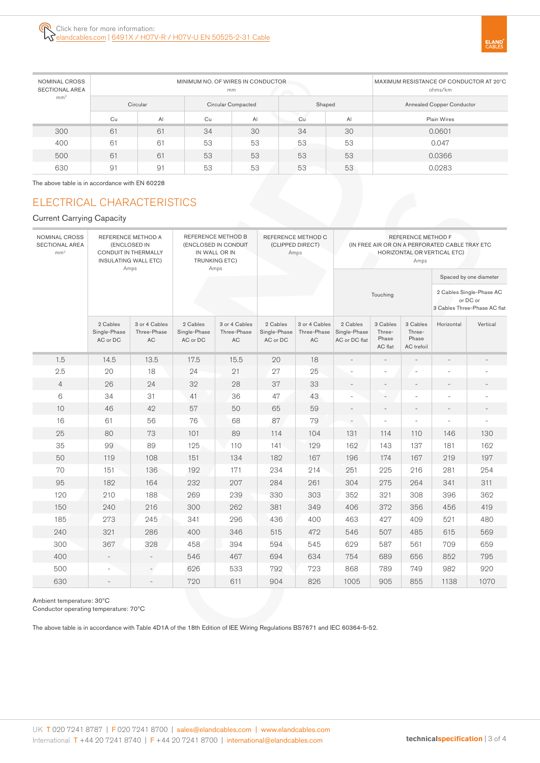Click here for more information:
elandcables.com | 6491X / H07V-R / H07V-U EN 50525-2-31 Cable

| NOMINAL CROSS SECTIONAL AREA mm² | MINIMUM NO. OF WIRES IN CONDUCTOR mm | | | | | | MAXIMUM RESISTANCE OF CONDUCTOR AT 20°C ohms/km |
|---|---|---|---|---|---|---|---|
| | Circular | | Circular Compacted | | Shaped | | Annealed Copper Conductor |
| | Cu | Al | Cu | Al | Cu | Al | Plain Wires |
| 300 | 61 | 61 | 34 | 30 | 34 | 30 | 0.0601 |
| 400 | 61 | 61 | 53 | 53 | 53 | 53 | 0.047 |
| 500 | 61 | 61 | 53 | 53 | 53 | 53 | 0.0366 |
| 630 | 91 | 91 | 53 | 53 | 53 | 53 | 0.0283 |

The above table is in accordance with EN 60228

## ELECTRICAL CHARACTERISTICS

### Current Carrying Capacity

| NOMINAL CROSS SECTIONAL AREA mm² | REFERENCE METHOD A (ENCLOSED IN CONDUIT IN THERMALLY INSULATING WALL ETC) Amps | | REFERENCE METHOD B (ENCLOSED IN CONDUIT IN WALL OR IN TRUNKING ETC) Amps | | REFERENCE METHOD C (CLIPPED DIRECT) Amps | | REFERENCE METHOD F (IN FREE AIR OR ON A PERFORATED CABLE TRAY ETC HORIZONTAL OR VERTICAL ETC) Amps | | | | |
|---|---|---|---|---|---|---|---|---|---|---|---|
| | | | | | | | Touching | | | Spaced by one diameter – 2 Cables Single-Phase AC or DC or 3 Cables Three-Phase AC flat | |
| | 2 Cables Single-Phase AC or DC | 3 or 4 Cables Three-Phase AC | 2 Cables Single-Phase AC or DC | 3 or 4 Cables Three-Phase AC | 2 Cables Single-Phase AC or DC | 3 or 4 Cables Three-Phase AC | 2 Cables Single-Phase AC or DC flat | 3 Cables Three-Phase AC flat | 3 Cables Three-Phase AC trefoil | Horizontal | Vertical |
| 1.5 | 14.5 | 13.5 | 17.5 | 15.5 | 20 | 18 | - | - | - | - | - |
| 2.5 | 20 | 18 | 24 | 21 | 27 | 25 | - | - | - | - | - |
| 4 | 26 | 24 | 32 | 28 | 37 | 33 | - | - | - | - | - |
| 6 | 34 | 31 | 41 | 36 | 47 | 43 | - | - | - | - | - |
| 10 | 46 | 42 | 57 | 50 | 65 | 59 | - | - | - | - | - |
| 16 | 61 | 56 | 76 | 68 | 87 | 79 | - | - | - | - | - |
| 25 | 80 | 73 | 101 | 89 | 114 | 104 | 131 | 114 | 110 | 146 | 130 |
| 35 | 99 | 89 | 125 | 110 | 141 | 129 | 162 | 143 | 137 | 181 | 162 |
| 50 | 119 | 108 | 151 | 134 | 182 | 167 | 196 | 174 | 167 | 219 | 197 |
| 70 | 151 | 136 | 192 | 171 | 234 | 214 | 251 | 225 | 216 | 281 | 254 |
| 95 | 182 | 164 | 232 | 207 | 284 | 261 | 304 | 275 | 264 | 341 | 311 |
| 120 | 210 | 188 | 269 | 239 | 330 | 303 | 352 | 321 | 308 | 396 | 362 |
| 150 | 240 | 216 | 300 | 262 | 381 | 349 | 406 | 372 | 356 | 456 | 419 |
| 185 | 273 | 245 | 341 | 296 | 436 | 400 | 463 | 427 | 409 | 521 | 480 |
| 240 | 321 | 286 | 400 | 346 | 515 | 472 | 546 | 507 | 485 | 615 | 569 |
| 300 | 367 | 328 | 458 | 394 | 594 | 545 | 629 | 587 | 561 | 709 | 659 |
| 400 | - | - | 546 | 467 | 694 | 634 | 754 | 689 | 656 | 852 | 795 |
| 500 | - | - | 626 | 533 | 792 | 723 | 868 | 789 | 749 | 982 | 920 |
| 630 | - | - | 720 | 611 | 904 | 826 | 1005 | 905 | 855 | 1138 | 1070 |

Ambient temperature: 30°C
Conductor operating temperature: 70°C

The above table is in accordance with Table 4D1A of the 18th Edition of IEE Wiring Regulations BS7671 and IEC 60364-5-52.

UK T 020 7241 8787 | F 020 7241 8700 | sales@elandcables.com | www.elandcables.com
International T +44 20 7241 8740 | F +44 20 7241 8700 | international@elandcables.com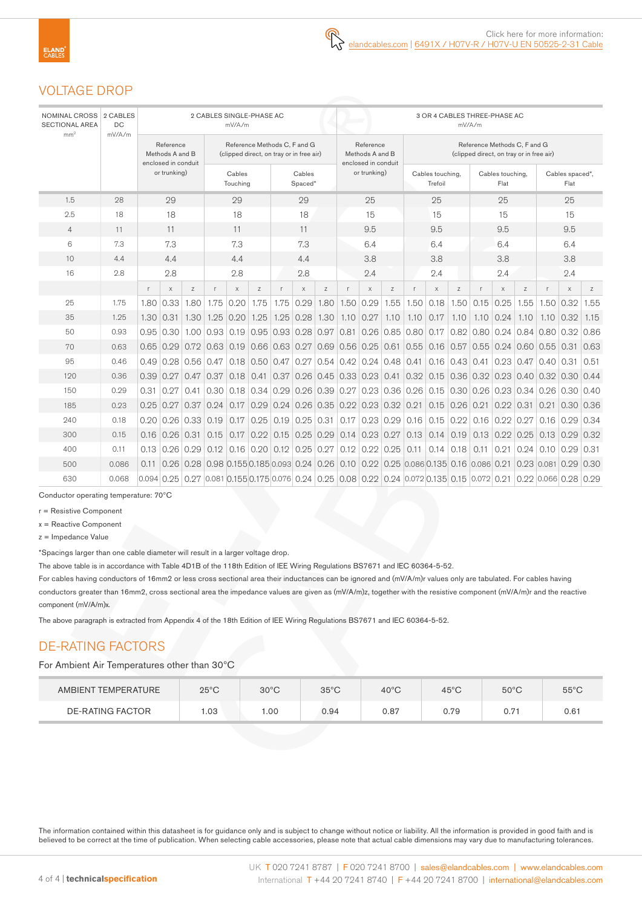Click here for more information:
elandcables.com | 6491X / H07V-R / H07V-U EN 50525-2-31 Cable

## VOLTAGE DROP

| NOMINAL CROSS SECTIONAL AREA mm² | 2 CABLES DC mV/A/m | 2 CABLES SINGLE-PHASE AC mV/A/m | | | | | | | | | 3 OR 4 CABLES THREE-PHASE AC mV/A/m | | | | | | | | | | | | |
|---|---|---|---|---|---|---|---|---|---|---|---|---|---|---|---|---|---|---|---|---|---|---|---|
| | | Reference Methods A and B enclosed in conduit or trunking) | | | Reference Methods C, F and G (clipped direct, on tray or in free air) | | | | | | Reference Methods A and B enclosed in conduit or trunking) | | | Reference Methods C, F and G (clipped direct, on tray or in free air) | | | | | | | | | |
| | | | | | Cables Touching | | | Cables Spaced* | | | | | | Cables touching, Trefoil | | | Cables touching, Flat | | | Cables spaced*, Flat | | | |
| 1.5 | 28 | 29 | | | 29 | | | 29 | | | 25 | | | 25 | | | 25 | | | 25 | | | |
| 2.5 | 18 | 18 | | | 18 | | | 18 | | | 15 | | | 15 | | | 15 | | | 15 | | | |
| 4 | 11 | 11 | | | 11 | | | 11 | | | 9.5 | | | 9.5 | | | 9.5 | | | 9.5 | | | |
| 6 | 7.3 | 7.3 | | | 7.3 | | | 7.3 | | | 6.4 | | | 6.4 | | | 6.4 | | | 6.4 | | | |
| 10 | 4.4 | 4.4 | | | 4.4 | | | 4.4 | | | 3.8 | | | 3.8 | | | 3.8 | | | 3.8 | | | |
| 16 | 2.8 | 2.8 | | | 2.8 | | | 2.8 | | | 2.4 | | | 2.4 | | | 2.4 | | | 2.4 | | | |
| | | r | x | z | r | x | z | r | x | z | r | x | z | r | x | z | r | x | z | r | x | z | |
| 25 | 1.75 | 1.80 | 0.33 | 1.80 | 1.75 | 0.20 | 1.75 | 1.75 | 0.29 | 1.80 | 1.50 | 0.29 | 1.55 | 1.50 | 0.18 | 1.50 | 0.15 | 0.25 | 1.55 | 1.50 | 0.32 | 1.55 | |
| 35 | 1.25 | 1.30 | 0.31 | 1.30 | 1.25 | 0.20 | 1.25 | 1.25 | 0.28 | 1.30 | 1.10 | 0.27 | 1.10 | 1.10 | 0.17 | 1.10 | 1.10 | 0.24 | 1.10 | 1.10 | 0.32 | 1.15 | |
| 50 | 0.93 | 0.95 | 0.30 | 1.00 | 0.93 | 0.19 | 0.95 | 0.93 | 0.28 | 0.97 | 0.81 | 0.26 | 0.85 | 0.80 | 0.17 | 0.82 | 0.80 | 0.24 | 0.84 | 0.80 | 0.32 | 0.86 | |
| 70 | 0.63 | 0.65 | 0.29 | 0.72 | 0.63 | 0.19 | 0.66 | 0.63 | 0.27 | 0.69 | 0.56 | 0.25 | 0.61 | 0.55 | 0.16 | 0.57 | 0.55 | 0.24 | 0.60 | 0.55 | 0.31 | 0.63 | |
| 95 | 0.46 | 0.49 | 0.28 | 0.56 | 0.47 | 0.18 | 0.50 | 0.47 | 0.27 | 0.54 | 0.42 | 0.24 | 0.48 | 0.41 | 0.16 | 0.43 | 0.41 | 0.23 | 0.47 | 0.40 | 0.31 | 0.51 | |
| 120 | 0.36 | 0.39 | 0.27 | 0.47 | 0.37 | 0.18 | 0.41 | 0.37 | 0.26 | 0.45 | 0.33 | 0.23 | 0.41 | 0.32 | 0.15 | 0.36 | 0.32 | 0.23 | 0.40 | 0.32 | 0.30 | 0.44 | |
| 150 | 0.29 | 0.31 | 0.27 | 0.41 | 0.30 | 0.18 | 0.34 | 0.29 | 0.26 | 0.39 | 0.27 | 0.23 | 0.36 | 0.26 | 0.15 | 0.30 | 0.26 | 0.23 | 0.34 | 0.26 | 0.30 | 0.40 | |
| 185 | 0.23 | 0.25 | 0.27 | 0.37 | 0.24 | 0.17 | 0.29 | 0.24 | 0.26 | 0.35 | 0.22 | 0.23 | 0.32 | 0.21 | 0.15 | 0.26 | 0.21 | 0.22 | 0.31 | 0.21 | 0.30 | 0.36 | |
| 240 | 0.18 | 0.20 | 0.26 | 0.33 | 0.19 | 0.17 | 0.25 | 0.19 | 0.25 | 0.31 | 0.17 | 0.23 | 0.29 | 0.16 | 0.15 | 0.22 | 0.16 | 0.22 | 0.27 | 0.16 | 0.29 | 0.34 | |
| 300 | 0.15 | 0.16 | 0.26 | 0.31 | 0.15 | 0.17 | 0.22 | 0.15 | 0.25 | 0.29 | 0.14 | 0.23 | 0.27 | 0.13 | 0.14 | 0.19 | 0.13 | 0.22 | 0.25 | 0.13 | 0.29 | 0.32 | |
| 400 | 0.11 | 0.13 | 0.26 | 0.29 | 0.12 | 0.16 | 0.20 | 0.12 | 0.25 | 0.27 | 0.12 | 0.22 | 0.25 | 0.11 | 0.14 | 0.18 | 0.11 | 0.21 | 0.24 | 0.10 | 0.29 | 0.31 | |
| 500 | 0.086 | 0.11 | 0.26 | 0.28 | 0.98 | 0.155 | 0.185 | 0.093 | 0.24 | 0.26 | 0.10 | 0.22 | 0.25 | 0.086 | 0.135 | 0.16 | 0.086 | 0.21 | 0.23 | 0.081 | 0.29 | 0.30 | |
| 630 | 0.068 | 0.094 | 0.25 | 0.27 | 0.081 | 0.155 | 0.175 | 0.076 | 0.24 | 0.25 | 0.08 | 0.22 | 0.24 | 0.072 | 0.135 | 0.15 | 0.072 | 0.21 | 0.22 | 0.066 | 0.28 | 0.29 | |

Conductor operating temperature: 70°C

r = Resistive Component

x = Reactive Component

z = Impedance Value

*Spacings larger than one cable diameter will result in a larger voltage drop.

The above table is in accordance with Table 4D1B of the 118th Edition of IEE Wiring Regulations BS7671 and IEC 60364-5-52.

For cables having conductors of 16mm2 or less cross sectional area their inductances can be ignored and (mV/A/m)r values only are tabulated. For cables having conductors greater than 16mm2, cross sectional area the impedance values are given as (mV/A/m)z, together with the resistive component (mV/A/m)r and the reactive component (mV/A/m)x.

The above paragraph is extracted from Appendix 4 of the 18th Edition of IEE Wiring Regulations BS7671 and IEC 60364-5-52.

## DE-RATING FACTORS

For Ambient Air Temperatures other than 30°C

| AMBIENT TEMPERATURE | 25°C | 30°C | 35°C | 40°C | 45°C | 50°C | 55°C |
|---|---|---|---|---|---|---|---|
| DE-RATING FACTOR | 1.03 | 1.00 | 0.94 | 0.87 | 0.79 | 0.71 | 0.61 |

The information contained within this datasheet is for guidance only and is subject to change without notice or liability. All the information is provided in good faith and is believed to be correct at the time of publication. When selecting cable accessories, please note that actual cable dimensions may vary due to manufacturing tolerances.

UK T 020 7241 8787 | F 020 7241 8700 | sales@elandcables.com | www.elandcables.com
International T +44 20 7241 8740 | F +44 20 7241 8700 | international@elandcables.com